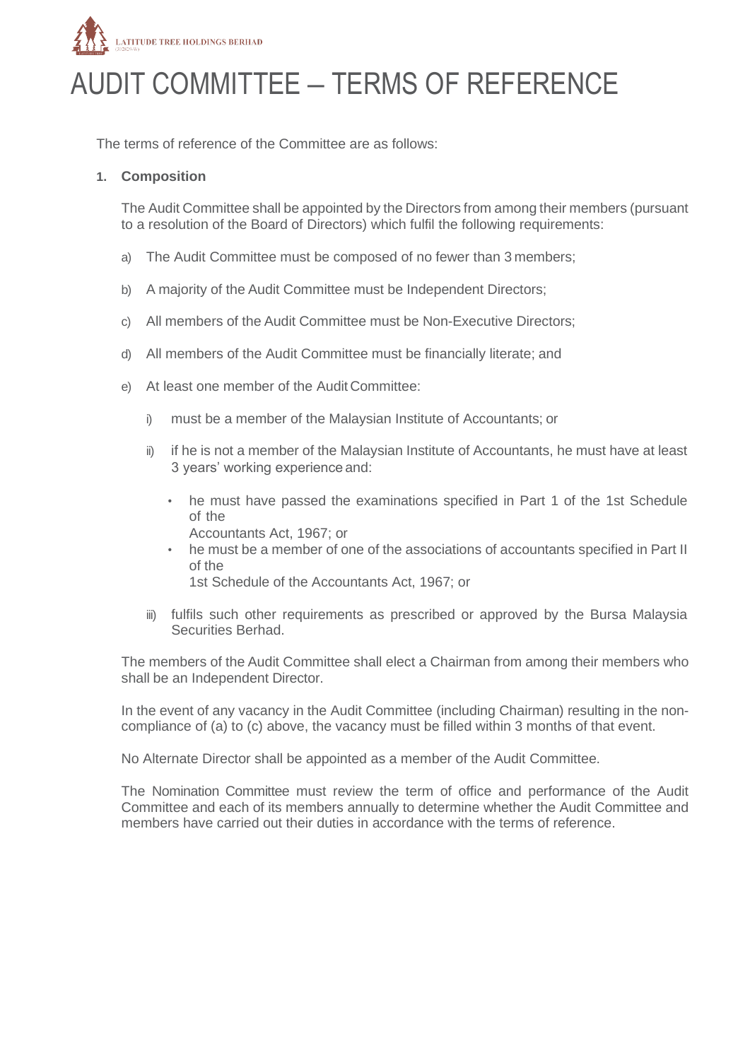# AUDIT COMMITTEE – TERMS OF REFERENCE

The terms of reference of the Committee are as follows:

**1. Composition**

The Audit Committee shall be appointed by the Directors from among their members (pursuant to a resolution of the Board of Directors) which fulfil the following requirements:

a) The Audit Committee must be composed of no fewer than 3 members;

b) A majority of the Audit Committee must be Independent Directors;

c) All members of the Audit Committee must be Non-Executive Directors;

d) All members of the Audit Committee must be financially literate; and

e) At least one member of the Audit Committee:

   i) must be a member of the Malaysian Institute of Accountants; or

   ii) if he is not a member of the Malaysian Institute of Accountants, he must have at least 3 years' working experience and:

      - he must have passed the examinations specified in Part 1 of the 1st Schedule of the Accountants Act, 1967; or
      - he must be a member of one of the associations of accountants specified in Part II of the 1st Schedule of the Accountants Act, 1967; or

   iii) fulfils such other requirements as prescribed or approved by the Bursa Malaysia Securities Berhad.

The members of the Audit Committee shall elect a Chairman from among their members who shall be an Independent Director.

In the event of any vacancy in the Audit Committee (including Chairman) resulting in the non-compliance of (a) to (c) above, the vacancy must be filled within 3 months of that event.

No Alternate Director shall be appointed as a member of the Audit Committee.

The Nomination Committee must review the term of office and performance of the Audit Committee and each of its members annually to determine whether the Audit Committee and members have carried out their duties in accordance with the terms of reference.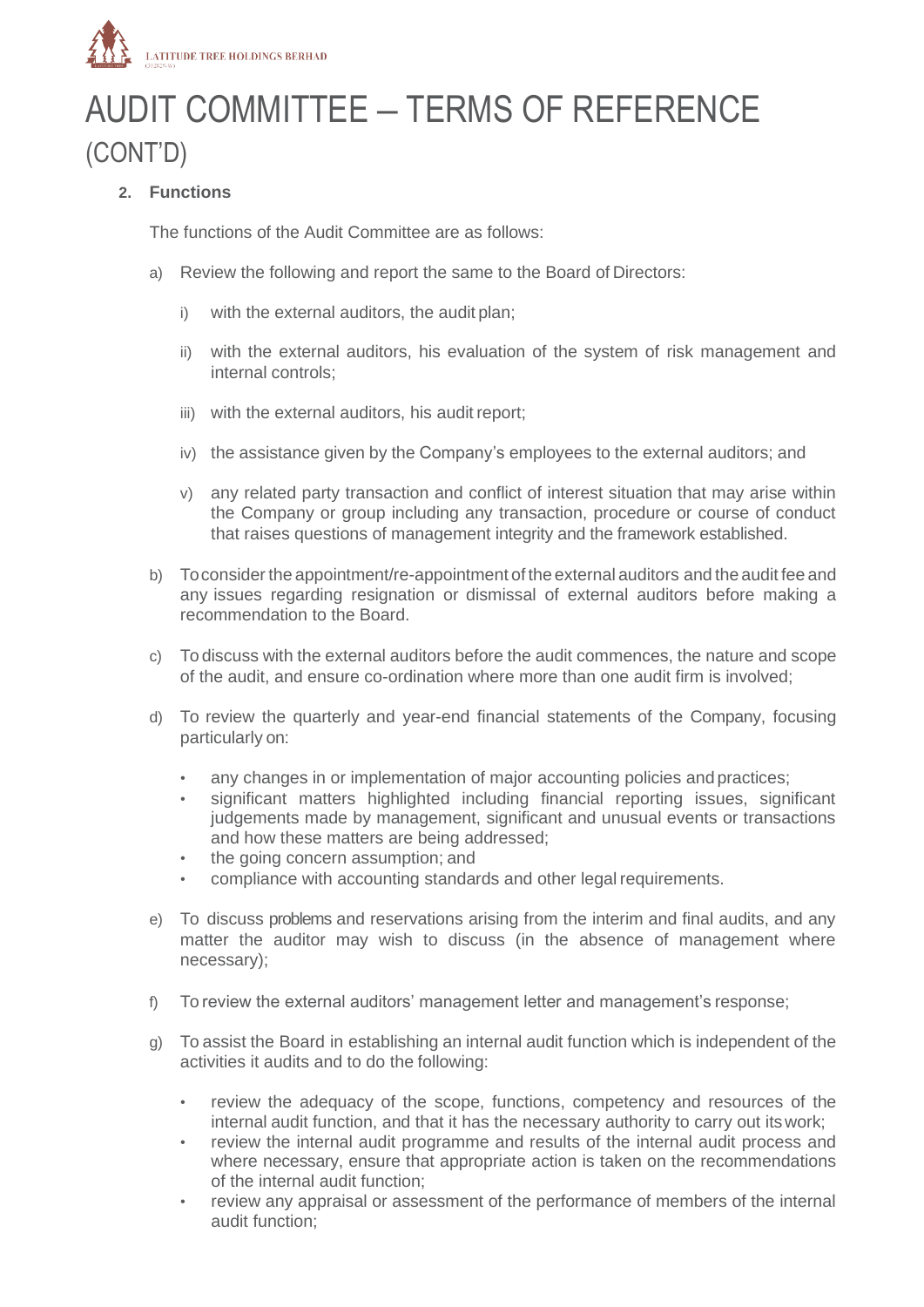# AUDIT COMMITTEE – TERMS OF REFERENCE (CONT'D)

**2. Functions**

The functions of the Audit Committee are as follows:

a) Review the following and report the same to the Board of Directors:

   i) with the external auditors, the audit plan;

   ii) with the external auditors, his evaluation of the system of risk management and internal controls;

   iii) with the external auditors, his audit report;

   iv) the assistance given by the Company's employees to the external auditors; and

   v) any related party transaction and conflict of interest situation that may arise within the Company or group including any transaction, procedure or course of conduct that raises questions of management integrity and the framework established.

b) To consider the appointment/re-appointment of the external auditors and the audit fee and any issues regarding resignation or dismissal of external auditors before making a recommendation to the Board.

c) To discuss with the external auditors before the audit commences, the nature and scope of the audit, and ensure co-ordination where more than one audit firm is involved;

d) To review the quarterly and year-end financial statements of the Company, focusing particularly on:

   - any changes in or implementation of major accounting policies and practices;
   - significant matters highlighted including financial reporting issues, significant judgements made by management, significant and unusual events or transactions and how these matters are being addressed;
   - the going concern assumption; and
   - compliance with accounting standards and other legal requirements.

e) To discuss problems and reservations arising from the interim and final audits, and any matter the auditor may wish to discuss (in the absence of management where necessary);

f) To review the external auditors' management letter and management's response;

g) To assist the Board in establishing an internal audit function which is independent of the activities it audits and to do the following:

   - review the adequacy of the scope, functions, competency and resources of the internal audit function, and that it has the necessary authority to carry out its work;
   - review the internal audit programme and results of the internal audit process and where necessary, ensure that appropriate action is taken on the recommendations of the internal audit function;
   - review any appraisal or assessment of the performance of members of the internal audit function;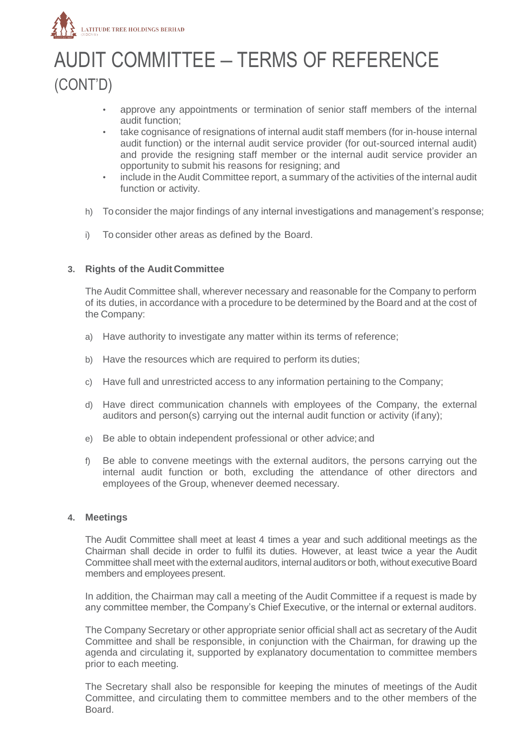# AUDIT COMMITTEE – TERMS OF REFERENCE (CONT'D)

- approve any appointments or termination of senior staff members of the internal audit function;
- take cognisance of resignations of internal audit staff members (for in-house internal audit function) or the internal audit service provider (for out-sourced internal audit) and provide the resigning staff member or the internal audit service provider an opportunity to submit his reasons for resigning; and
- include in the Audit Committee report, a summary of the activities of the internal audit function or activity.

h) To consider the major findings of any internal investigations and management's response;

i) To consider other areas as defined by the Board.

**3. Rights of the Audit Committee**

The Audit Committee shall, wherever necessary and reasonable for the Company to perform of its duties, in accordance with a procedure to be determined by the Board and at the cost of the Company:

a) Have authority to investigate any matter within its terms of reference;

b) Have the resources which are required to perform its duties;

c) Have full and unrestricted access to any information pertaining to the Company;

d) Have direct communication channels with employees of the Company, the external auditors and person(s) carrying out the internal audit function or activity (if any);

e) Be able to obtain independent professional or other advice; and

f) Be able to convene meetings with the external auditors, the persons carrying out the internal audit function or both, excluding the attendance of other directors and employees of the Group, whenever deemed necessary.

**4. Meetings**

The Audit Committee shall meet at least 4 times a year and such additional meetings as the Chairman shall decide in order to fulfil its duties. However, at least twice a year the Audit Committee shall meet with the external auditors, internal auditors or both, without executive Board members and employees present.

In addition, the Chairman may call a meeting of the Audit Committee if a request is made by any committee member, the Company's Chief Executive, or the internal or external auditors.

The Company Secretary or other appropriate senior official shall act as secretary of the Audit Committee and shall be responsible, in conjunction with the Chairman, for drawing up the agenda and circulating it, supported by explanatory documentation to committee members prior to each meeting.

The Secretary shall also be responsible for keeping the minutes of meetings of the Audit Committee, and circulating them to committee members and to the other members of the Board.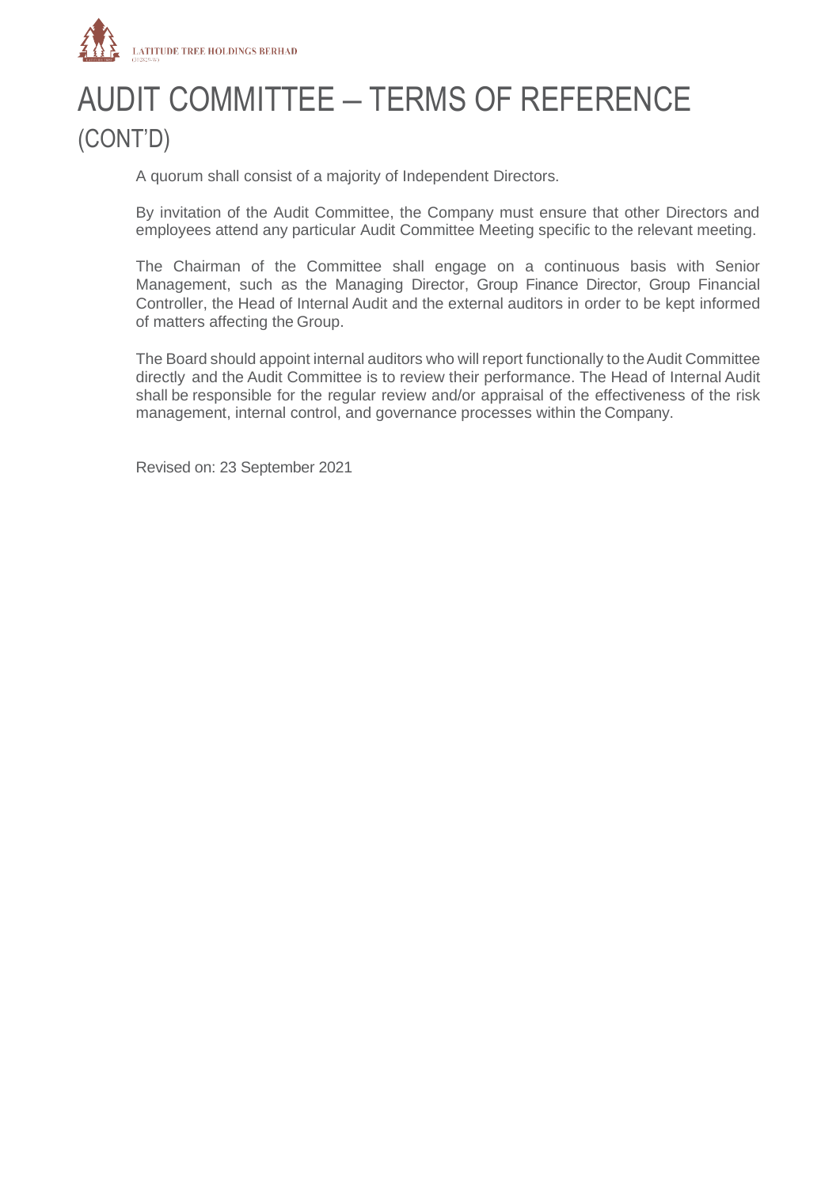# AUDIT COMMITTEE – TERMS OF REFERENCE (CONT'D)

A quorum shall consist of a majority of Independent Directors.

By invitation of the Audit Committee, the Company must ensure that other Directors and employees attend any particular Audit Committee Meeting specific to the relevant meeting.

The Chairman of the Committee shall engage on a continuous basis with Senior Management, such as the Managing Director, Group Finance Director, Group Financial Controller, the Head of Internal Audit and the external auditors in order to be kept informed of matters affecting the Group.

The Board should appoint internal auditors who will report functionally to the Audit Committee directly and the Audit Committee is to review their performance. The Head of Internal Audit shall be responsible for the regular review and/or appraisal of the effectiveness of the risk management, internal control, and governance processes within the Company.

Revised on: 23 September 2021